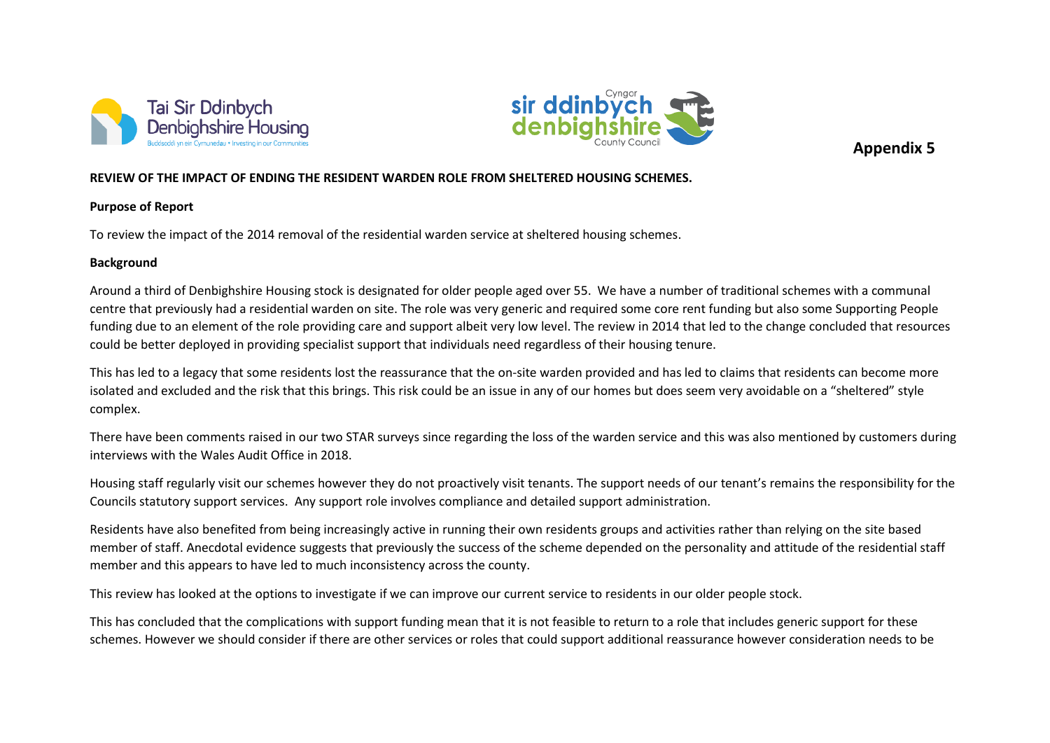Appendix 5

**REVIEW OF THE IMPACT OF ENDING THE RESIDENT WARDEN ROLE FROM SHELTERED HOUSING SCHEMES.**

**Purpose of Report**

To review the impact of the 2014 removal of the residential warden service at sheltered housing schemes.

**Background**

Around a third of Denbighshire Housing stock is designated for older people aged over 55. We have a number of traditional schemes with a communal centre that previously had a residential warden on site. The role was very generic and required some core rent funding but also some Supporting People funding due to an element of the role providing care and support albeit very low level. The review in 2014 that led to the change concluded that resources could be better deployed in providing specialist support that individuals need regardless of their housing tenure.

This has led to a legacy that some residents lost the reassurance that the on-site warden provided and has led to claims that residents can become more isolated and excluded and the risk that this brings. This risk could be an issue in any of our homes but does seem very avoidable on a "sheltered" style complex.

There have been comments raised in our two STAR surveys since regarding the loss of the warden service and this was also mentioned by customers during interviews with the Wales Audit Office in 2018.

Housing staff regularly visit our schemes however they do not proactively visit tenants. The support needs of our tenant's remains the responsibility for the Councils statutory support services. Any support role involves compliance and detailed support administration.

Residents have also benefited from being increasingly active in running their own residents groups and activities rather than relying on the site based member of staff. Anecdotal evidence suggests that previously the success of the scheme depended on the personality and attitude of the residential staff member and this appears to have led to much inconsistency across the county.

This review has looked at the options to investigate if we can improve our current service to residents in our older people stock.

This has concluded that the complications with support funding mean that it is not feasible to return to a role that includes generic support for these schemes. However we should consider if there are other services or roles that could support additional reassurance however consideration needs to be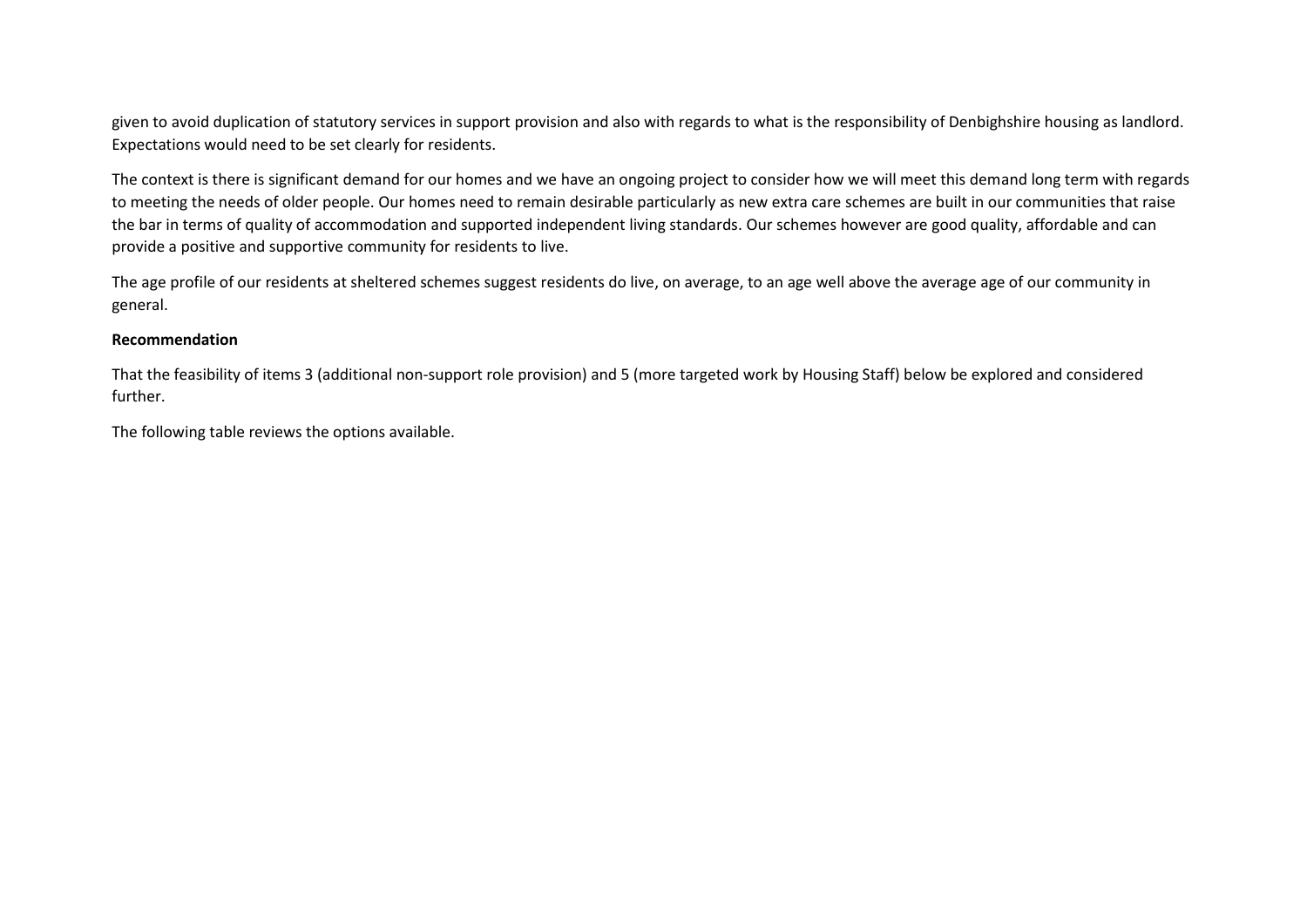given to avoid duplication of statutory services in support provision and also with regards to what is the responsibility of Denbighshire housing as landlord. Expectations would need to be set clearly for residents.

The context is there is significant demand for our homes and we have an ongoing project to consider how we will meet this demand long term with regards to meeting the needs of older people. Our homes need to remain desirable particularly as new extra care schemes are built in our communities that raise the bar in terms of quality of accommodation and supported independent living standards. Our schemes however are good quality, affordable and can provide a positive and supportive community for residents to live.

The age profile of our residents at sheltered schemes suggest residents do live, on average, to an age well above the average age of our community in general.

**Recommendation**

That the feasibility of items 3 (additional non-support role provision) and 5 (more targeted work by Housing Staff) below be explored and considered further.

The following table reviews the options available.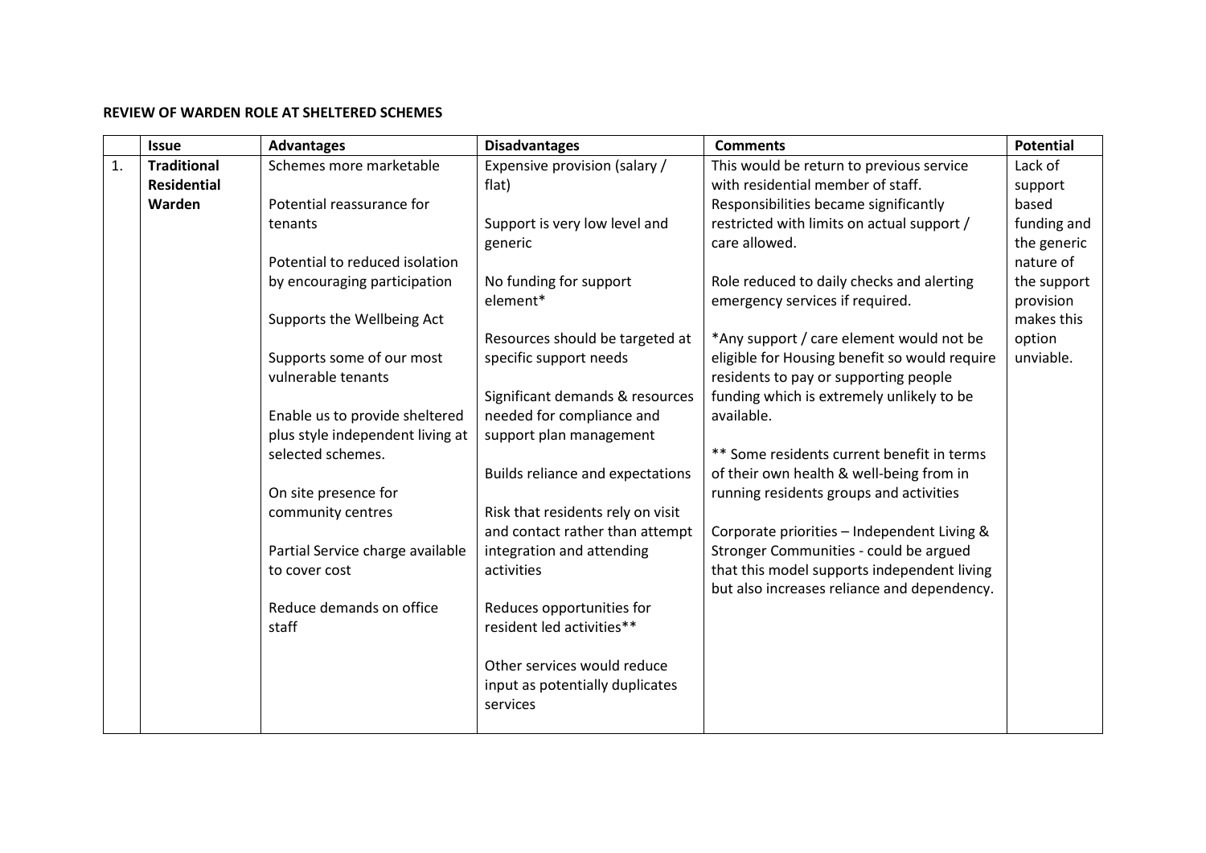**REVIEW OF WARDEN ROLE AT SHELTERED SCHEMES**

| | Issue | Advantages | Disadvantages | Comments | Potential |
|---|---|---|---|---|---|
| 1. | **Traditional Residential Warden** | Schemes more marketable<br><br>Potential reassurance for tenants<br><br>Potential to reduced isolation by encouraging participation<br><br>Supports the Wellbeing Act<br><br>Supports some of our most vulnerable tenants<br><br>Enable us to provide sheltered plus style independent living at selected schemes.<br><br>On site presence for community centres<br><br>Partial Service charge available to cover cost<br><br>Reduce demands on office staff | Expensive provision (salary / flat)<br><br>Support is very low level and generic<br><br>No funding for support element*<br><br>Resources should be targeted at specific support needs<br><br>Significant demands & resources needed for compliance and support plan management<br><br>Builds reliance and expectations<br><br>Risk that residents rely on visit and contact rather than attempt integration and attending activities<br><br>Reduces opportunities for resident led activities**<br><br>Other services would reduce input as potentially duplicates services | This would be return to previous service with residential member of staff. Responsibilities became significantly restricted with limits on actual support / care allowed.<br><br>Role reduced to daily checks and alerting emergency services if required.<br><br>*Any support / care element would not be eligible for Housing benefit so would require residents to pay or supporting people funding which is extremely unlikely to be available.<br><br>** Some residents current benefit in terms of their own health & well-being from in running residents groups and activities<br><br>Corporate priorities – Independent Living & Stronger Communities - could be argued that this model supports independent living but also increases reliance and dependency. | Lack of support based funding and the generic nature of the support provision makes this option unviable. |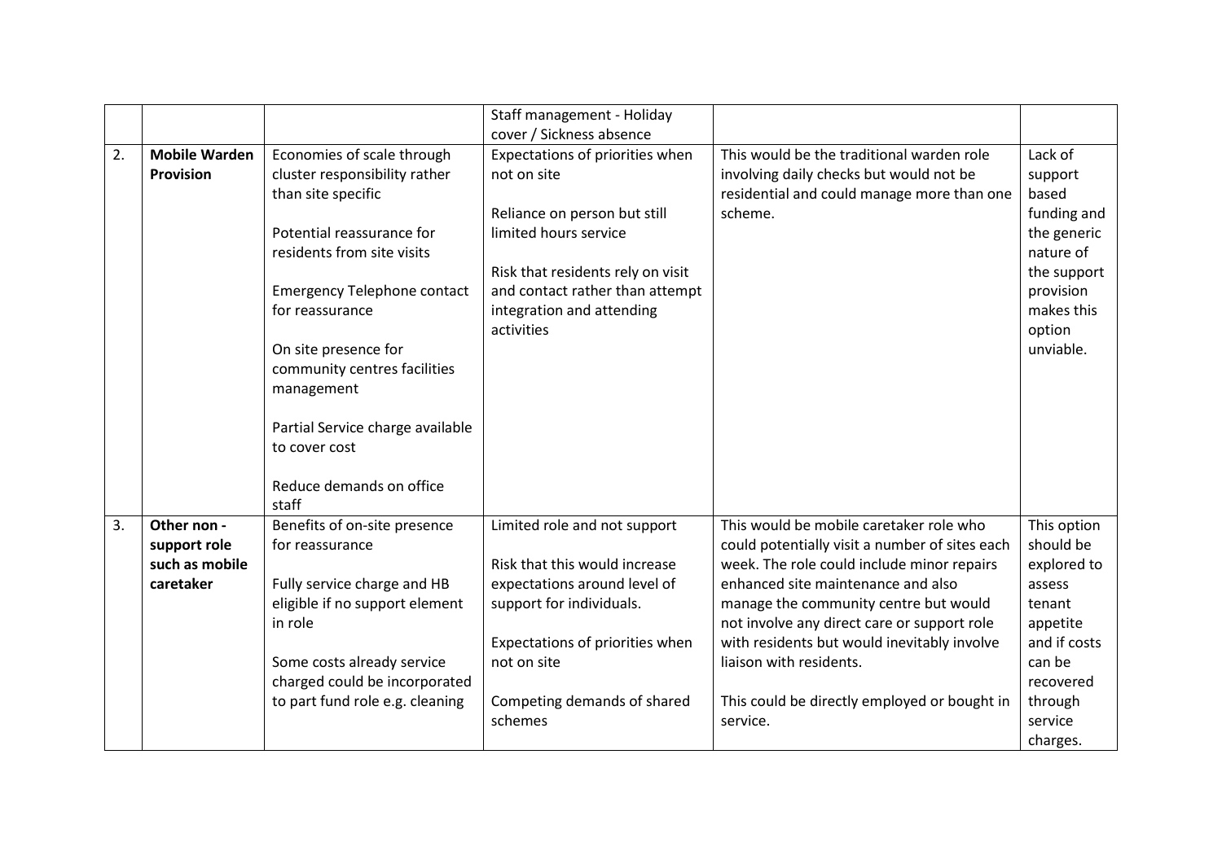| | | | | | |
|---|---|---|---|---|---|
| | | | Staff management - Holiday cover / Sickness absence | | |
| 2. | **Mobile Warden Provision** | Economies of scale through cluster responsibility rather than site specific<br><br>Potential reassurance for residents from site visits<br><br>Emergency Telephone contact for reassurance<br><br>On site presence for community centres facilities management<br><br>Partial Service charge available to cover cost<br><br>Reduce demands on office staff | Expectations of priorities when not on site<br><br>Reliance on person but still limited hours service<br><br>Risk that residents rely on visit and contact rather than attempt integration and attending activities | This would be the traditional warden role involving daily checks but would not be residential and could manage more than one scheme. | Lack of support based funding and the generic nature of the support provision makes this option unviable. |
| 3. | **Other non - support role such as mobile caretaker** | Benefits of on-site presence for reassurance<br><br>Fully service charge and HB eligible if no support element in role<br><br>Some costs already service charged could be incorporated to part fund role e.g. cleaning | Limited role and not support<br><br>Risk that this would increase expectations around level of support for individuals.<br><br>Expectations of priorities when not on site<br><br>Competing demands of shared schemes | This would be mobile caretaker role who could potentially visit a number of sites each week. The role could include minor repairs enhanced site maintenance and also manage the community centre but would not involve any direct care or support role with residents but would inevitably involve liaison with residents.<br><br>This could be directly employed or bought in service. | This option should be explored to assess tenant appetite and if costs can be recovered through service charges. |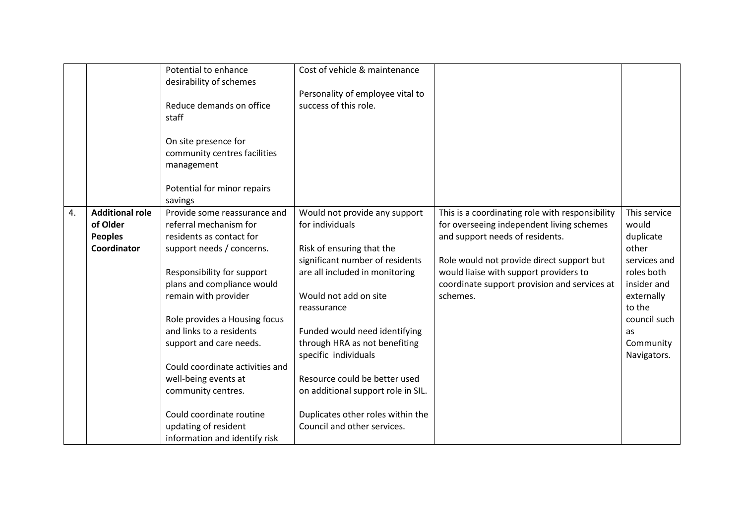| | | | | | |
|---|---|---|---|---|---|
| | | Potential to enhance desirability of schemes<br><br>Reduce demands on office staff<br><br>On site presence for community centres facilities management<br><br>Potential for minor repairs savings | Cost of vehicle & maintenance<br><br>Personality of employee vital to success of this role. | | |
| 4. | **Additional role of Older Peoples Coordinator** | Provide some reassurance and referral mechanism for residents as contact for support needs / concerns.<br><br>Responsibility for support plans and compliance would remain with provider<br><br>Role provides a Housing focus and links to a residents support and care needs.<br><br>Could coordinate activities and well-being events at community centres.<br><br>Could coordinate routine updating of resident information and identify risk | Would not provide any support for individuals<br><br>Risk of ensuring that the significant number of residents are all included in monitoring<br><br>Would not add on site reassurance<br><br>Funded would need identifying through HRA as not benefiting specific individuals<br><br>Resource could be better used on additional support role in SIL.<br><br>Duplicates other roles within the Council and other services. | This is a coordinating role with responsibility for overseeing independent living schemes and support needs of residents.<br><br>Role would not provide direct support but would liaise with support providers to coordinate support provision and services at schemes. | This service would duplicate other services and roles both insider and externally to the council such as Community Navigators. |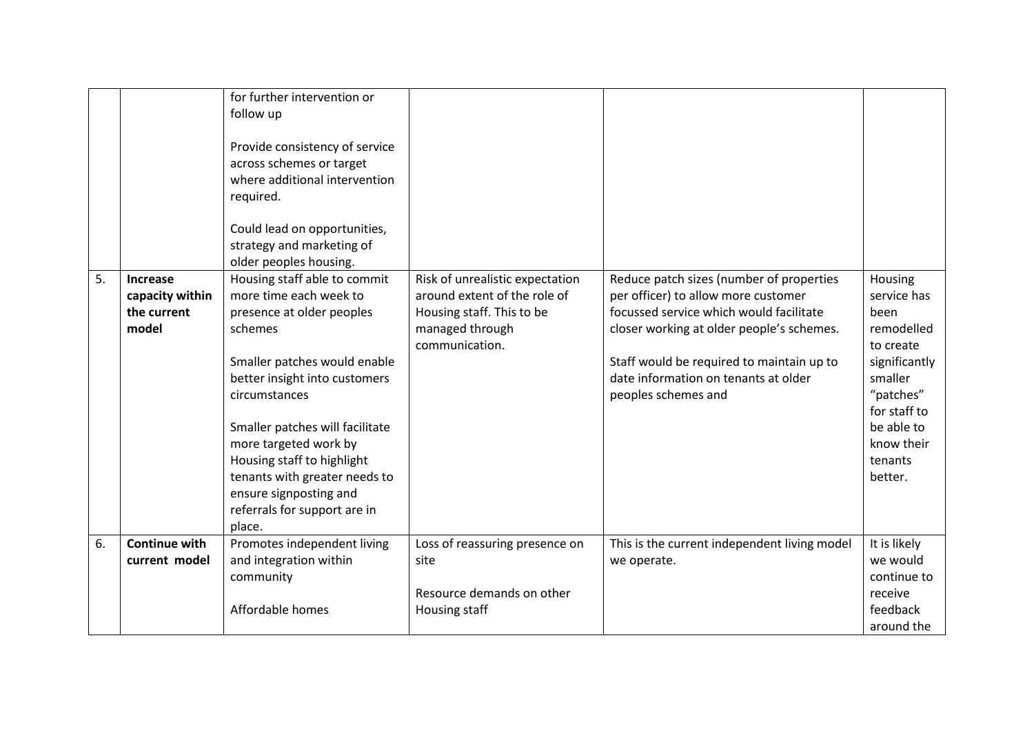| | | | | | |
|---|---|---|---|---|---|
| | | for further intervention or follow up<br><br>Provide consistency of service across schemes or target where additional intervention required.<br><br>Could lead on opportunities, strategy and marketing of older peoples housing. | | | |
| 5. | **Increase capacity within the current model** | Housing staff able to commit more time each week to presence at older peoples schemes<br><br>Smaller patches would enable better insight into customers circumstances<br><br>Smaller patches will facilitate more targeted work by Housing staff to highlight tenants with greater needs to ensure signposting and referrals for support are in place. | Risk of unrealistic expectation around extent of the role of Housing staff. This to be managed through communication. | Reduce patch sizes (number of properties per officer) to allow more customer focussed service which would facilitate closer working at older people's schemes.<br><br>Staff would be required to maintain up to date information on tenants at older peoples schemes and | Housing service has been remodelled to create significantly smaller "patches" for staff to be able to know their tenants better. |
| 6. | **Continue with current model** | Promotes independent living and integration within community<br><br>Affordable homes | Loss of reassuring presence on site<br><br>Resource demands on other Housing staff | This is the current independent living model we operate. | It is likely we would continue to receive feedback around the |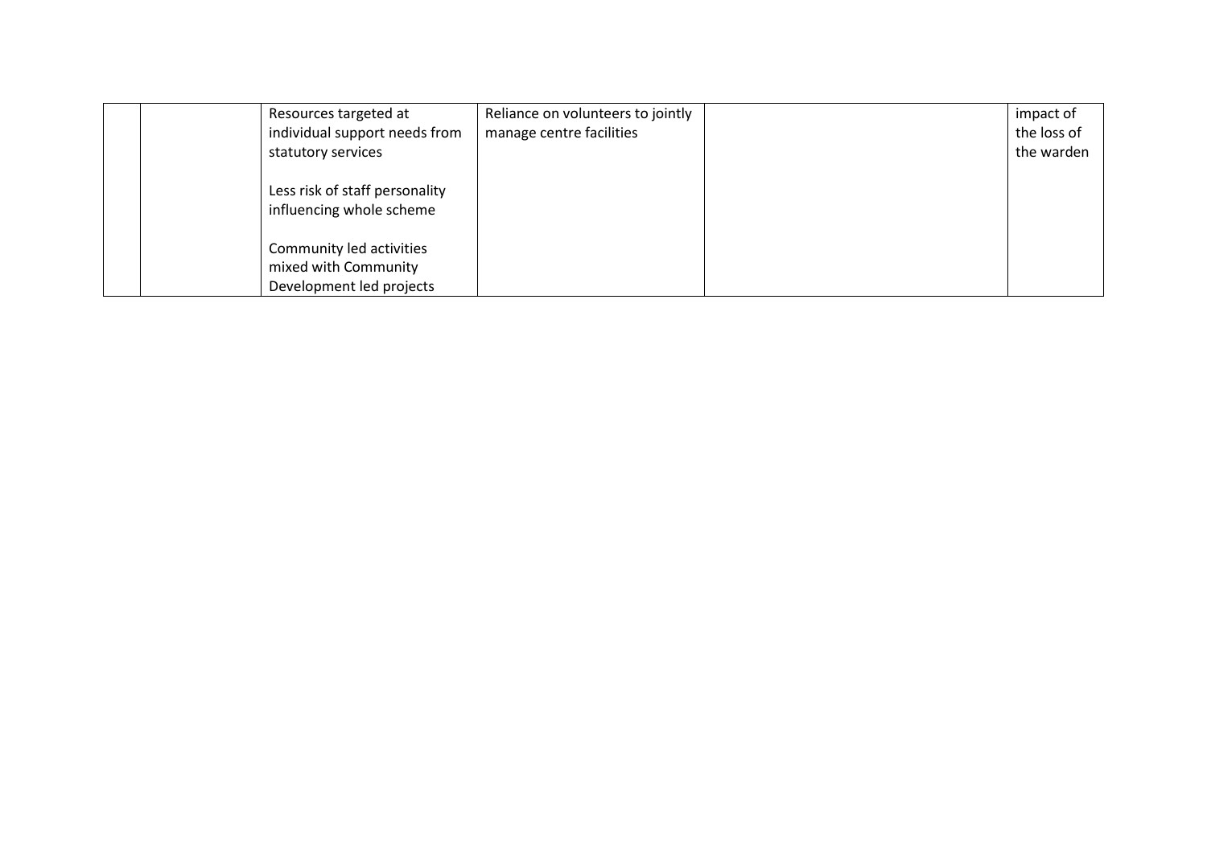| | | | | | |
|---|---|---|---|---|---|
| | | Resources targeted at individual support needs from statutory services<br><br>Less risk of staff personality influencing whole scheme<br><br>Community led activities mixed with Community Development led projects | Reliance on volunteers to jointly manage centre facilities | | impact of the loss of the warden |